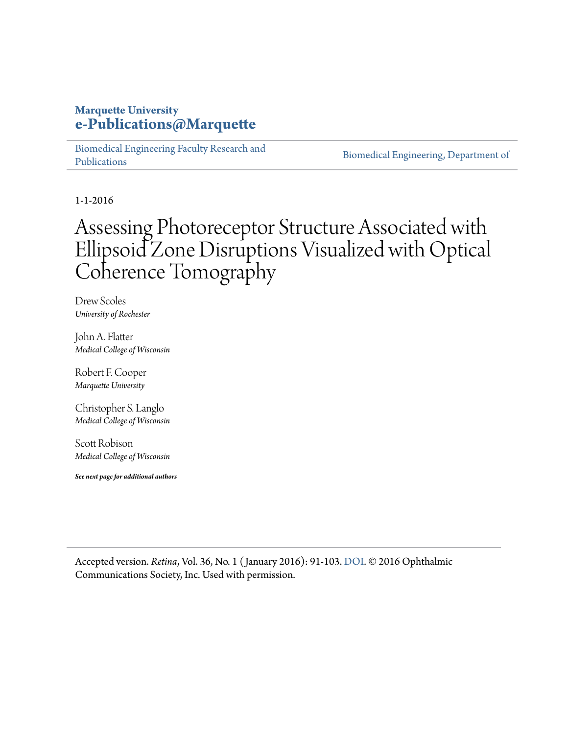**Marquette University**
**e-Publications@Marquette**

Biomedical Engineering Faculty Research and Publications | Biomedical Engineering, Department of

1-1-2016

# Assessing Photoreceptor Structure Associated with Ellipsoid Zone Disruptions Visualized with Optical Coherence Tomography

Drew Scoles
*University of Rochester*

John A. Flatter
*Medical College of Wisconsin*

Robert F. Cooper
*Marquette University*

Christopher S. Langlo
*Medical College of Wisconsin*

Scott Robison
*Medical College of Wisconsin*

***See next page for additional authors***

Accepted version. *Retina*, Vol. 36, No. 1 (January 2016): 91-103. DOI. © 2016 Ophthalmic Communications Society, Inc. Used with permission.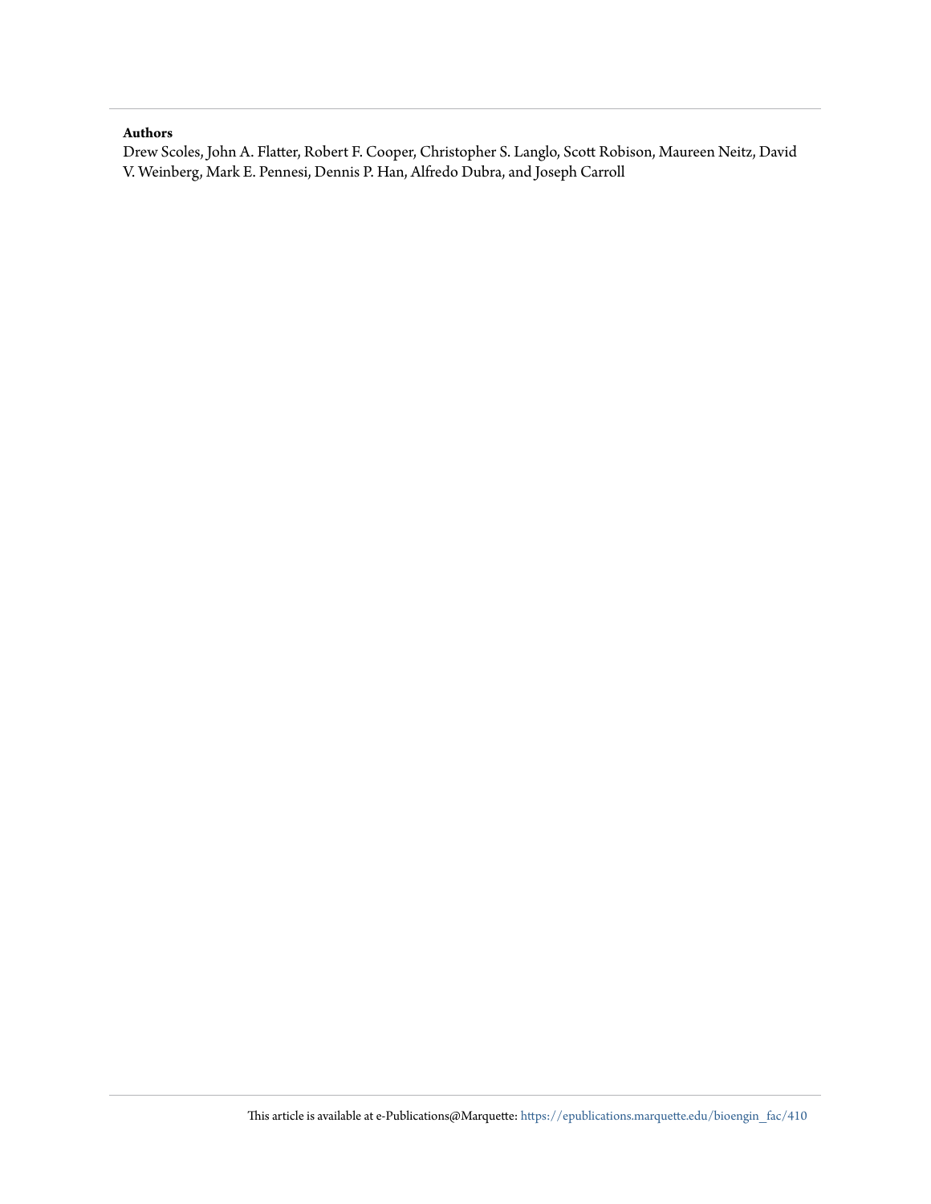**Authors**

Drew Scoles, John A. Flatter, Robert F. Cooper, Christopher S. Langlo, Scott Robison, Maureen Neitz, David V. Weinberg, Mark E. Pennesi, Dennis P. Han, Alfredo Dubra, and Joseph Carroll

This article is available at e-Publications@Marquette: https://epublications.marquette.edu/bioengin_fac/410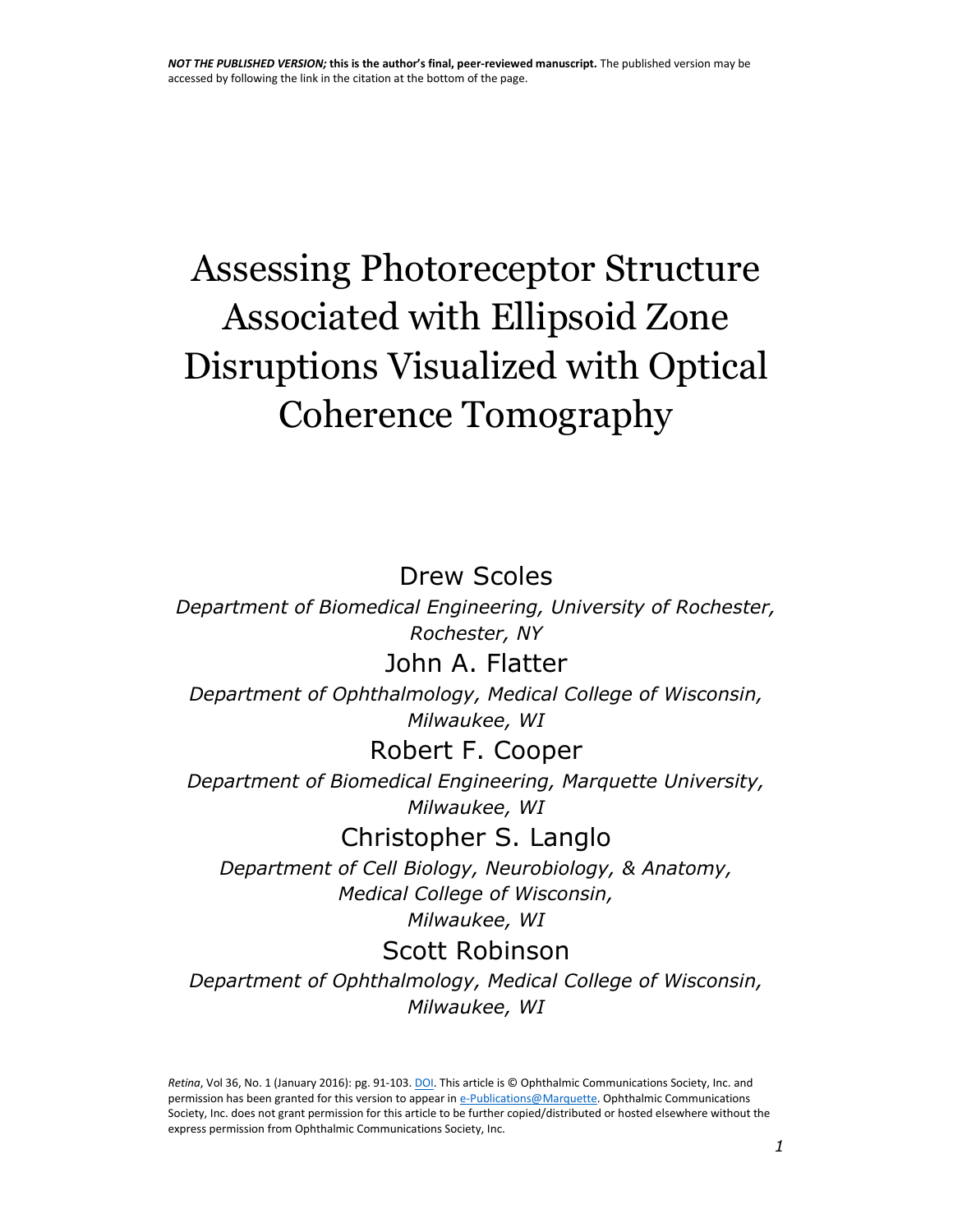*NOT THE PUBLISHED VERSION;* **this is the author's final, peer-reviewed manuscript.** The published version may be accessed by following the link in the citation at the bottom of the page.

# Assessing Photoreceptor Structure Associated with Ellipsoid Zone Disruptions Visualized with Optical Coherence Tomography

Drew Scoles

*Department of Biomedical Engineering, University of Rochester, Rochester, NY*

John A. Flatter

*Department of Ophthalmology, Medical College of Wisconsin, Milwaukee, WI*

Robert F. Cooper

*Department of Biomedical Engineering, Marquette University, Milwaukee, WI*

Christopher S. Langlo

*Department of Cell Biology, Neurobiology, & Anatomy, Medical College of Wisconsin, Milwaukee, WI*

Scott Robinson

*Department of Ophthalmology, Medical College of Wisconsin, Milwaukee, WI*

*Retina*, Vol 36, No. 1 (January 2016): pg. 91-103. DOI. This article is © Ophthalmic Communications Society, Inc. and permission has been granted for this version to appear in e-Publications@Marquette. Ophthalmic Communications Society, Inc. does not grant permission for this article to be further copied/distributed or hosted elsewhere without the express permission from Ophthalmic Communications Society, Inc.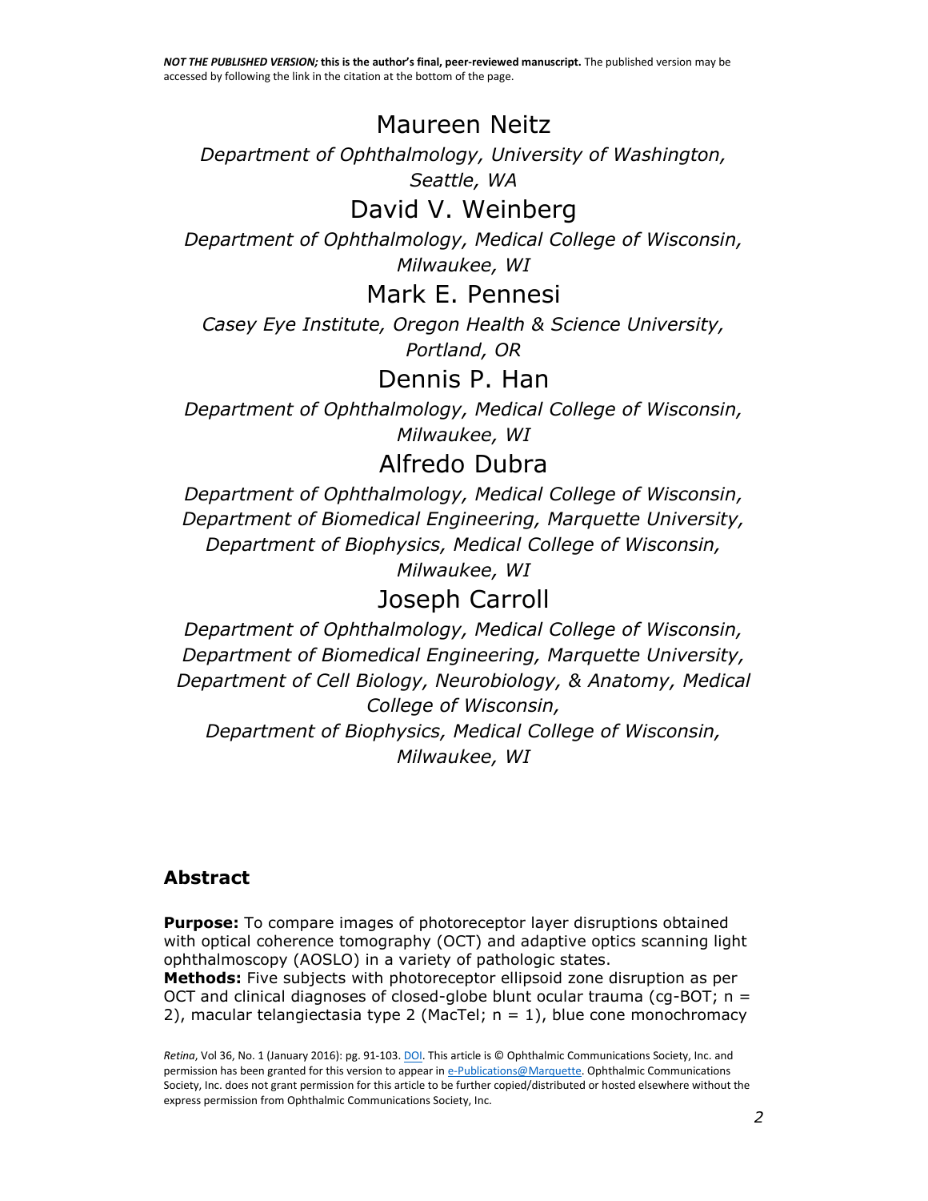Maureen Neitz

*Department of Ophthalmology, University of Washington, Seattle, WA*

David V. Weinberg

*Department of Ophthalmology, Medical College of Wisconsin, Milwaukee, WI*

Mark E. Pennesi

*Casey Eye Institute, Oregon Health & Science University, Portland, OR*

Dennis P. Han

*Department of Ophthalmology, Medical College of Wisconsin, Milwaukee, WI*

Alfredo Dubra

*Department of Ophthalmology, Medical College of Wisconsin,*
*Department of Biomedical Engineering, Marquette University,*
*Department of Biophysics, Medical College of Wisconsin, Milwaukee, WI*

Joseph Carroll

*Department of Ophthalmology, Medical College of Wisconsin,*
*Department of Biomedical Engineering, Marquette University,*
*Department of Cell Biology, Neurobiology, & Anatomy, Medical College of Wisconsin,*
*Department of Biophysics, Medical College of Wisconsin, Milwaukee, WI*

## Abstract

**Purpose:** To compare images of photoreceptor layer disruptions obtained with optical coherence tomography (OCT) and adaptive optics scanning light ophthalmoscopy (AOSLO) in a variety of pathologic states.

**Methods:** Five subjects with photoreceptor ellipsoid zone disruption as per OCT and clinical diagnoses of closed-globe blunt ocular trauma (cg-BOT; n = 2), macular telangiectasia type 2 (MacTel; n = 1), blue cone monochromacy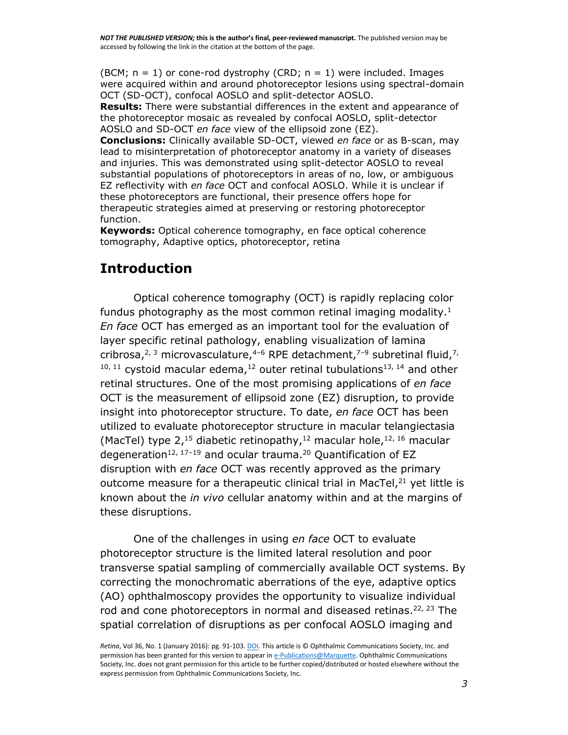(BCM; n = 1) or cone-rod dystrophy (CRD; n = 1) were included. Images were acquired within and around photoreceptor lesions using spectral-domain OCT (SD-OCT), confocal AOSLO and split-detector AOSLO.

**Results:** There were substantial differences in the extent and appearance of the photoreceptor mosaic as revealed by confocal AOSLO, split-detector AOSLO and SD-OCT *en face* view of the ellipsoid zone (EZ).

**Conclusions:** Clinically available SD-OCT, viewed *en face* or as B-scan, may lead to misinterpretation of photoreceptor anatomy in a variety of diseases and injuries. This was demonstrated using split-detector AOSLO to reveal substantial populations of photoreceptors in areas of no, low, or ambiguous EZ reflectivity with *en face* OCT and confocal AOSLO. While it is unclear if these photoreceptors are functional, their presence offers hope for therapeutic strategies aimed at preserving or restoring photoreceptor function.

**Keywords:** Optical coherence tomography, en face optical coherence tomography, Adaptive optics, photoreceptor, retina

## Introduction

Optical coherence tomography (OCT) is rapidly replacing color fundus photography as the most common retinal imaging modality.[1] *En face* OCT has emerged as an important tool for the evaluation of layer specific retinal pathology, enabling visualization of lamina cribrosa,[2, 3] microvasculature,[4–6] RPE detachment,[7–9] subretinal fluid,[7, 10, 11] cystoid macular edema,[12] outer retinal tubulations[13, 14] and other retinal structures. One of the most promising applications of *en face* OCT is the measurement of ellipsoid zone (EZ) disruption, to provide insight into photoreceptor structure. To date, *en face* OCT has been utilized to evaluate photoreceptor structure in macular telangiectasia (MacTel) type 2,[15] diabetic retinopathy,[12] macular hole,[12, 16] macular degeneration[12, 17–19] and ocular trauma.[20] Quantification of EZ disruption with *en face* OCT was recently approved as the primary outcome measure for a therapeutic clinical trial in MacTel,[21] yet little is known about the *in vivo* cellular anatomy within and at the margins of these disruptions.

One of the challenges in using *en face* OCT to evaluate photoreceptor structure is the limited lateral resolution and poor transverse spatial sampling of commercially available OCT systems. By correcting the monochromatic aberrations of the eye, adaptive optics (AO) ophthalmoscopy provides the opportunity to visualize individual rod and cone photoreceptors in normal and diseased retinas.[22, 23] The spatial correlation of disruptions as per confocal AOSLO imaging and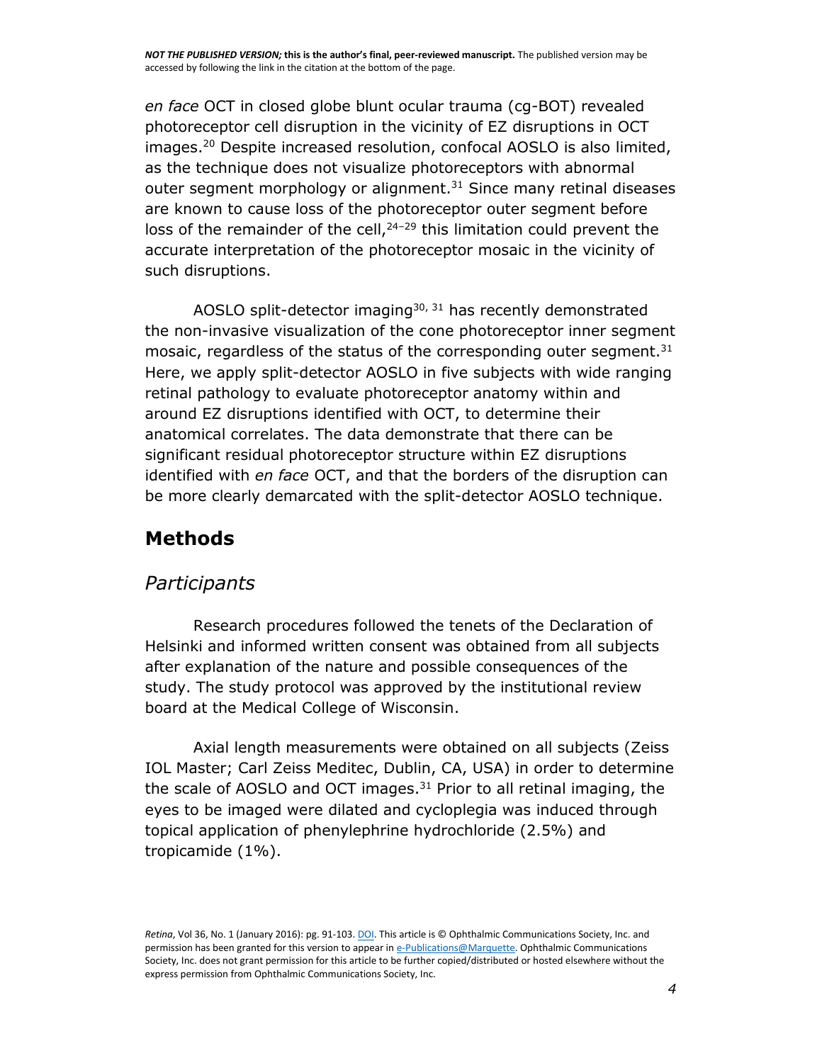*en face* OCT in closed globe blunt ocular trauma (cg-BOT) revealed photoreceptor cell disruption in the vicinity of EZ disruptions in OCT images.[20] Despite increased resolution, confocal AOSLO is also limited, as the technique does not visualize photoreceptors with abnormal outer segment morphology or alignment.[31] Since many retinal diseases are known to cause loss of the photoreceptor outer segment before loss of the remainder of the cell,[24–29] this limitation could prevent the accurate interpretation of the photoreceptor mosaic in the vicinity of such disruptions.

AOSLO split-detector imaging[30, 31] has recently demonstrated the non-invasive visualization of the cone photoreceptor inner segment mosaic, regardless of the status of the corresponding outer segment.[31] Here, we apply split-detector AOSLO in five subjects with wide ranging retinal pathology to evaluate photoreceptor anatomy within and around EZ disruptions identified with OCT, to determine their anatomical correlates. The data demonstrate that there can be significant residual photoreceptor structure within EZ disruptions identified with *en face* OCT, and that the borders of the disruption can be more clearly demarcated with the split-detector AOSLO technique.

## Methods

### *Participants*

Research procedures followed the tenets of the Declaration of Helsinki and informed written consent was obtained from all subjects after explanation of the nature and possible consequences of the study. The study protocol was approved by the institutional review board at the Medical College of Wisconsin.

Axial length measurements were obtained on all subjects (Zeiss IOL Master; Carl Zeiss Meditec, Dublin, CA, USA) in order to determine the scale of AOSLO and OCT images.[31] Prior to all retinal imaging, the eyes to be imaged were dilated and cycloplegia was induced through topical application of phenylephrine hydrochloride (2.5%) and tropicamide (1%).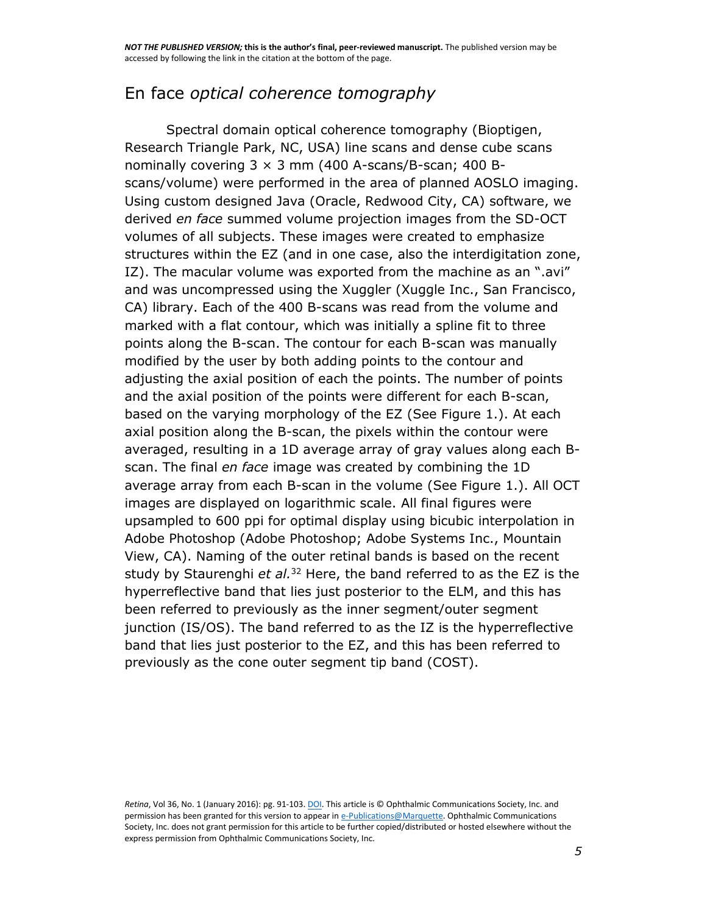## En face *optical coherence tomography*

Spectral domain optical coherence tomography (Bioptigen, Research Triangle Park, NC, USA) line scans and dense cube scans nominally covering 3 × 3 mm (400 A-scans/B-scan; 400 B-scans/volume) were performed in the area of planned AOSLO imaging. Using custom designed Java (Oracle, Redwood City, CA) software, we derived *en face* summed volume projection images from the SD-OCT volumes of all subjects. These images were created to emphasize structures within the EZ (and in one case, also the interdigitation zone, IZ). The macular volume was exported from the machine as an ".avi" and was uncompressed using the Xuggler (Xuggle Inc., San Francisco, CA) library. Each of the 400 B-scans was read from the volume and marked with a flat contour, which was initially a spline fit to three points along the B-scan. The contour for each B-scan was manually modified by the user by both adding points to the contour and adjusting the axial position of each the points. The number of points and the axial position of the points were different for each B-scan, based on the varying morphology of the EZ (See Figure 1.). At each axial position along the B-scan, the pixels within the contour were averaged, resulting in a 1D average array of gray values along each B-scan. The final *en face* image was created by combining the 1D average array from each B-scan in the volume (See Figure 1.). All OCT images are displayed on logarithmic scale. All final figures were upsampled to 600 ppi for optimal display using bicubic interpolation in Adobe Photoshop (Adobe Photoshop; Adobe Systems Inc., Mountain View, CA). Naming of the outer retinal bands is based on the recent study by Staurenghi *et al.*[32] Here, the band referred to as the EZ is the hyperreflective band that lies just posterior to the ELM, and this has been referred to previously as the inner segment/outer segment junction (IS/OS). The band referred to as the IZ is the hyperreflective band that lies just posterior to the EZ, and this has been referred to previously as the cone outer segment tip band (COST).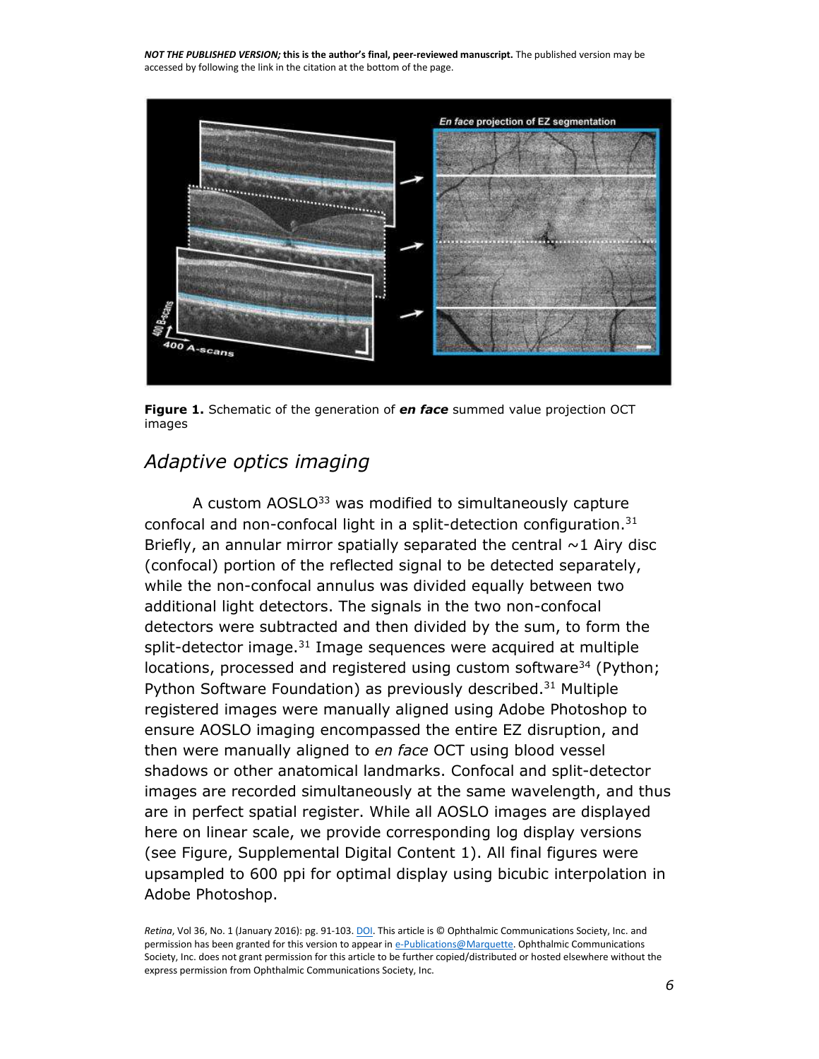**Figure 1.** Schematic of the generation of ***en face*** summed value projection OCT images

## *Adaptive optics imaging*

A custom AOSLO[33] was modified to simultaneously capture confocal and non-confocal light in a split-detection configuration.[31] Briefly, an annular mirror spatially separated the central ~1 Airy disc (confocal) portion of the reflected signal to be detected separately, while the non-confocal annulus was divided equally between two additional light detectors. The signals in the two non-confocal detectors were subtracted and then divided by the sum, to form the split-detector image.[31] Image sequences were acquired at multiple locations, processed and registered using custom software[34] (Python; Python Software Foundation) as previously described.[31] Multiple registered images were manually aligned using Adobe Photoshop to ensure AOSLO imaging encompassed the entire EZ disruption, and then were manually aligned to *en face* OCT using blood vessel shadows or other anatomical landmarks. Confocal and split-detector images are recorded simultaneously at the same wavelength, and thus are in perfect spatial register. While all AOSLO images are displayed here on linear scale, we provide corresponding log display versions (see Figure, Supplemental Digital Content 1). All final figures were upsampled to 600 ppi for optimal display using bicubic interpolation in Adobe Photoshop.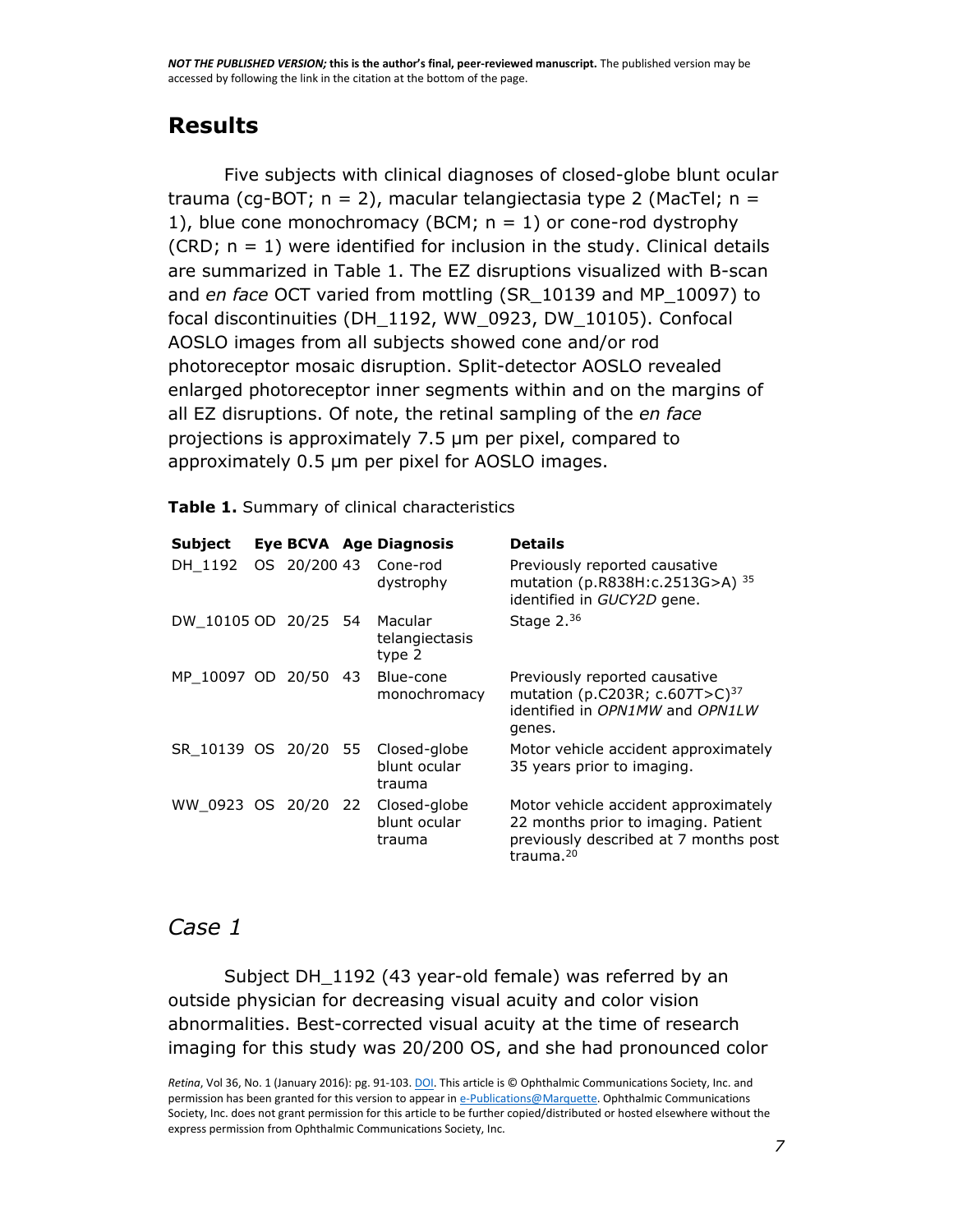## Results

Five subjects with clinical diagnoses of closed-globe blunt ocular trauma (cg-BOT; n = 2), macular telangiectasia type 2 (MacTel; n = 1), blue cone monochromacy (BCM; n = 1) or cone-rod dystrophy (CRD; n = 1) were identified for inclusion in the study. Clinical details are summarized in Table 1. The EZ disruptions visualized with B-scan and *en face* OCT varied from mottling (SR_10139 and MP_10097) to focal discontinuities (DH_1192, WW_0923, DW_10105). Confocal AOSLO images from all subjects showed cone and/or rod photoreceptor mosaic disruption. Split-detector AOSLO revealed enlarged photoreceptor inner segments within and on the margins of all EZ disruptions. Of note, the retinal sampling of the *en face* projections is approximately 7.5 µm per pixel, compared to approximately 0.5 µm per pixel for AOSLO images.

**Table 1.** Summary of clinical characteristics

| Subject | Eye | BCVA | Age | Diagnosis | Details |
|---|---|---|---|---|---|
| DH_1192 | OS | 20/200 | 43 | Cone-rod dystrophy | Previously reported causative mutation (p.R838H:c.2513G>A) [35] identified in *GUCY2D* gene. |
| DW_10105 | OD | 20/25 | 54 | Macular telangiectasis type 2 | Stage 2.[36] |
| MP_10097 | OD | 20/50 | 43 | Blue-cone monochromacy | Previously reported causative mutation (p.C203R; c.607T>C)[37] identified in *OPN1MW* and *OPN1LW* genes. |
| SR_10139 | OS | 20/20 | 55 | Closed-globe blunt ocular trauma | Motor vehicle accident approximately 35 years prior to imaging. |
| WW_0923 | OS | 20/20 | 22 | Closed-globe blunt ocular trauma | Motor vehicle accident approximately 22 months prior to imaging. Patient previously described at 7 months post trauma.[20] |

### *Case 1*

Subject DH_1192 (43 year-old female) was referred by an outside physician for decreasing visual acuity and color vision abnormalities. Best-corrected visual acuity at the time of research imaging for this study was 20/200 OS, and she had pronounced color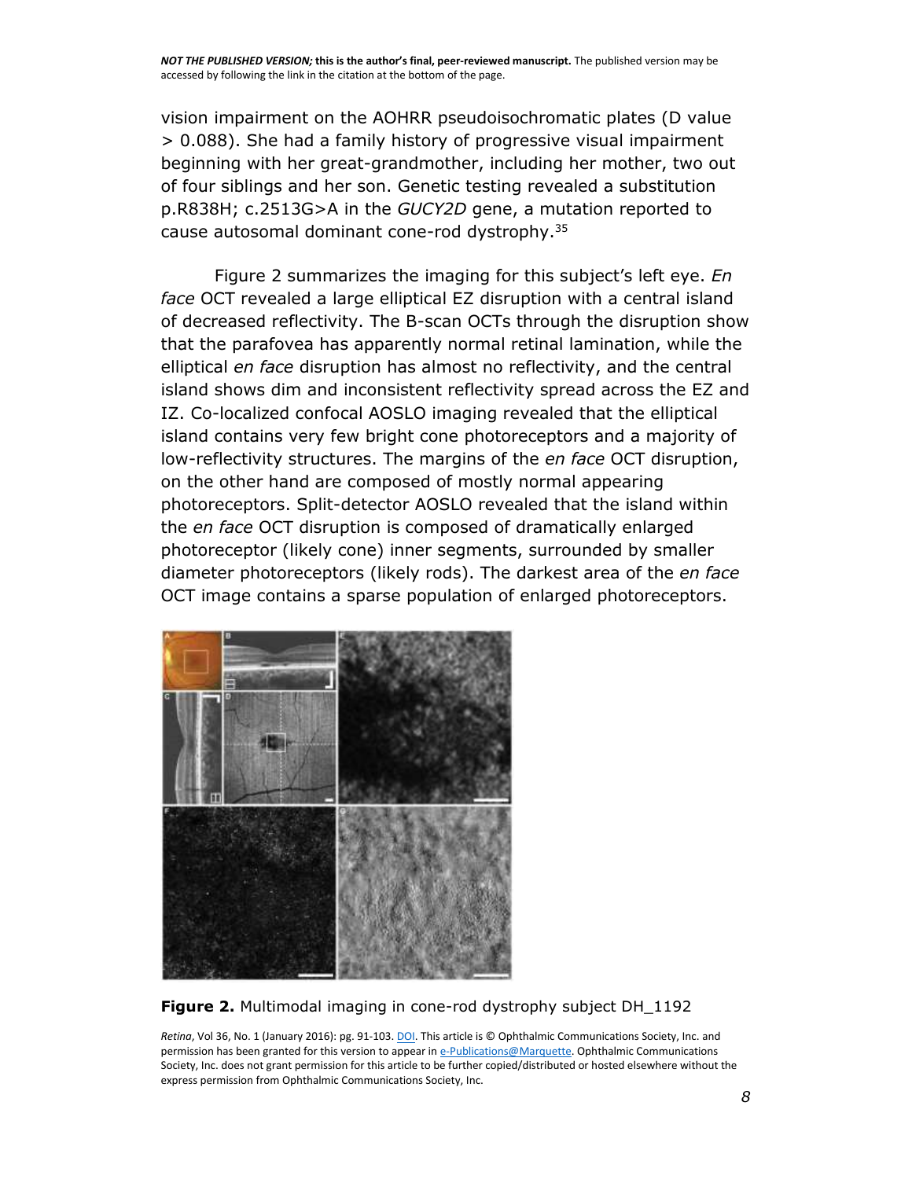vision impairment on the AOHRR pseudoisochromatic plates (D value > 0.088). She had a family history of progressive visual impairment beginning with her great-grandmother, including her mother, two out of four siblings and her son. Genetic testing revealed a substitution p.R838H; c.2513G>A in the *GUCY2D* gene, a mutation reported to cause autosomal dominant cone-rod dystrophy.[35]

Figure 2 summarizes the imaging for this subject's left eye. *En face* OCT revealed a large elliptical EZ disruption with a central island of decreased reflectivity. The B-scan OCTs through the disruption show that the parafovea has apparently normal retinal lamination, while the elliptical *en face* disruption has almost no reflectivity, and the central island shows dim and inconsistent reflectivity spread across the EZ and IZ. Co-localized confocal AOSLO imaging revealed that the elliptical island contains very few bright cone photoreceptors and a majority of low-reflectivity structures. The margins of the *en face* OCT disruption, on the other hand are composed of mostly normal appearing photoreceptors. Split-detector AOSLO revealed that the island within the *en face* OCT disruption is composed of dramatically enlarged photoreceptor (likely cone) inner segments, surrounded by smaller diameter photoreceptors (likely rods). The darkest area of the *en face* OCT image contains a sparse population of enlarged photoreceptors.

**Figure 2.** Multimodal imaging in cone-rod dystrophy subject DH_1192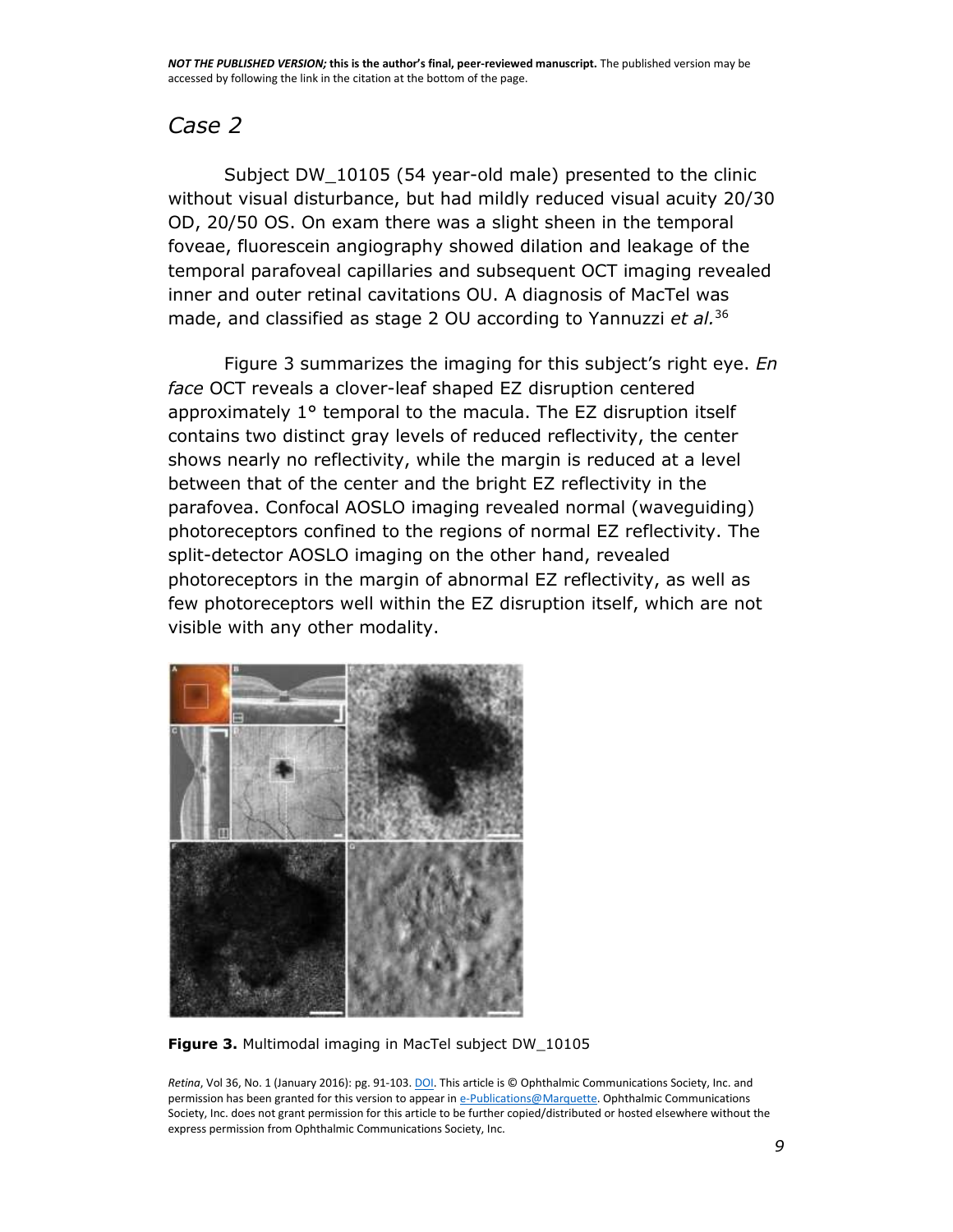## Case 2

Subject DW_10105 (54 year-old male) presented to the clinic without visual disturbance, but had mildly reduced visual acuity 20/30 OD, 20/50 OS. On exam there was a slight sheen in the temporal foveae, fluorescein angiography showed dilation and leakage of the temporal parafoveal capillaries and subsequent OCT imaging revealed inner and outer retinal cavitations OU. A diagnosis of MacTel was made, and classified as stage 2 OU according to Yannuzzi *et al.*[36]

Figure 3 summarizes the imaging for this subject's right eye. *En face* OCT reveals a clover-leaf shaped EZ disruption centered approximately 1° temporal to the macula. The EZ disruption itself contains two distinct gray levels of reduced reflectivity, the center shows nearly no reflectivity, while the margin is reduced at a level between that of the center and the bright EZ reflectivity in the parafovea. Confocal AOSLO imaging revealed normal (waveguiding) photoreceptors confined to the regions of normal EZ reflectivity. The split-detector AOSLO imaging on the other hand, revealed photoreceptors in the margin of abnormal EZ reflectivity, as well as few photoreceptors well within the EZ disruption itself, which are not visible with any other modality.

**Figure 3.** Multimodal imaging in MacTel subject DW_10105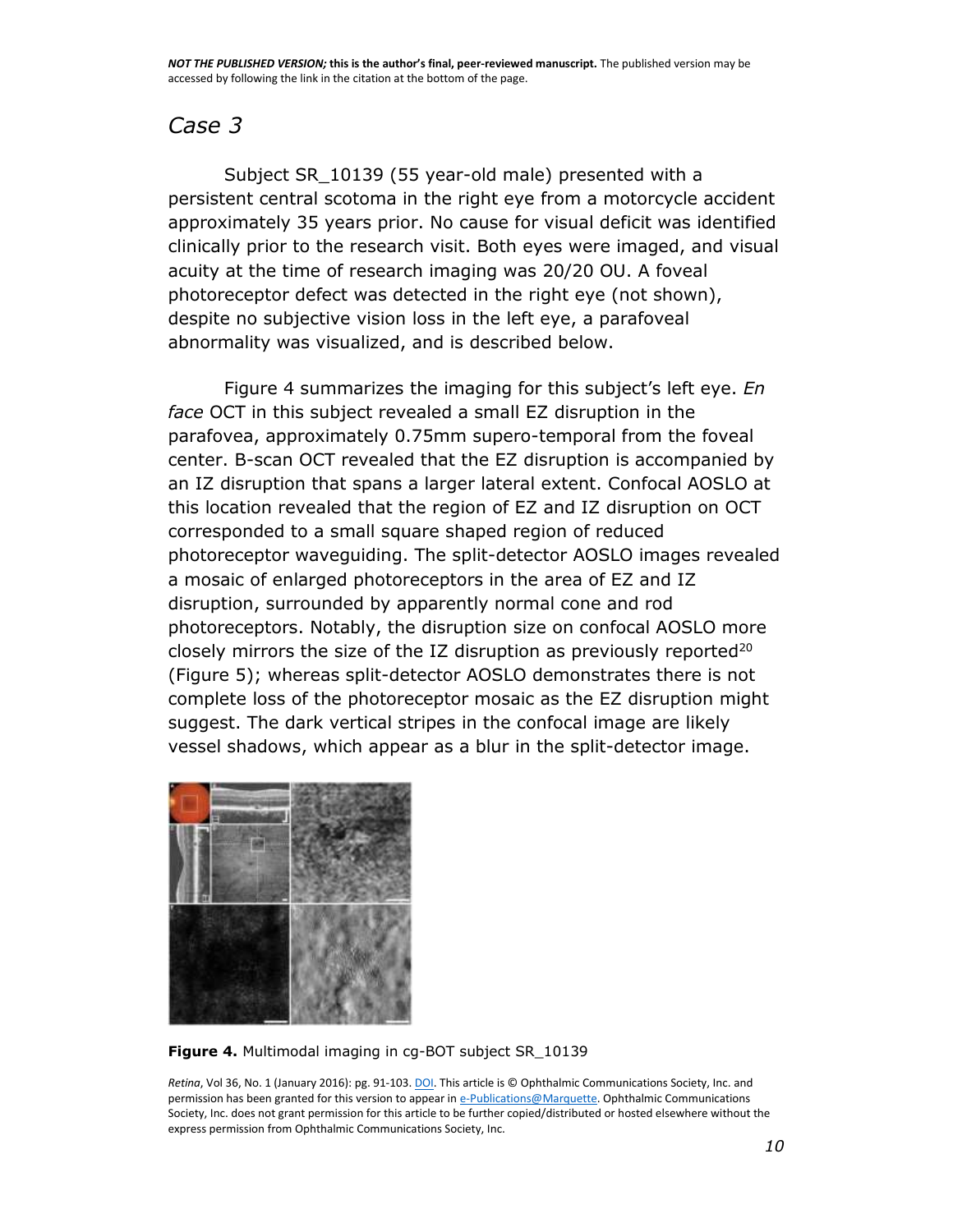## Case 3

Subject SR_10139 (55 year-old male) presented with a persistent central scotoma in the right eye from a motorcycle accident approximately 35 years prior. No cause for visual deficit was identified clinically prior to the research visit. Both eyes were imaged, and visual acuity at the time of research imaging was 20/20 OU. A foveal photoreceptor defect was detected in the right eye (not shown), despite no subjective vision loss in the left eye, a parafoveal abnormality was visualized, and is described below.

Figure 4 summarizes the imaging for this subject's left eye. *En face* OCT in this subject revealed a small EZ disruption in the parafovea, approximately 0.75mm supero-temporal from the foveal center. B-scan OCT revealed that the EZ disruption is accompanied by an IZ disruption that spans a larger lateral extent. Confocal AOSLO at this location revealed that the region of EZ and IZ disruption on OCT corresponded to a small square shaped region of reduced photoreceptor waveguiding. The split-detector AOSLO images revealed a mosaic of enlarged photoreceptors in the area of EZ and IZ disruption, surrounded by apparently normal cone and rod photoreceptors. Notably, the disruption size on confocal AOSLO more closely mirrors the size of the IZ disruption as previously reported[20] (Figure 5); whereas split-detector AOSLO demonstrates there is not complete loss of the photoreceptor mosaic as the EZ disruption might suggest. The dark vertical stripes in the confocal image are likely vessel shadows, which appear as a blur in the split-detector image.

**Figure 4.** Multimodal imaging in cg-BOT subject SR_10139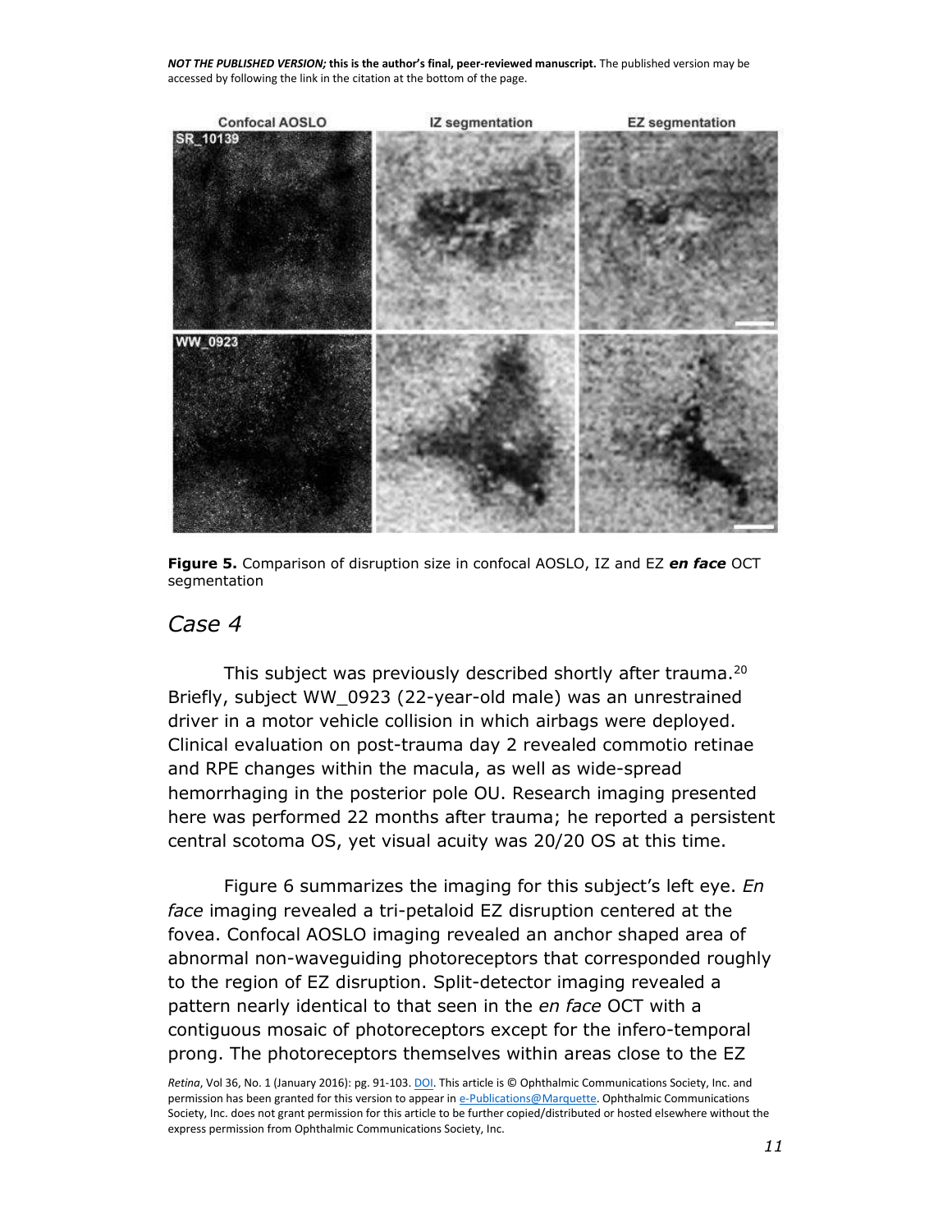**Figure 5.** Comparison of disruption size in confocal AOSLO, IZ and EZ ***en face*** OCT segmentation

## *Case 4*

This subject was previously described shortly after trauma.[20] Briefly, subject WW_0923 (22-year-old male) was an unrestrained driver in a motor vehicle collision in which airbags were deployed. Clinical evaluation on post-trauma day 2 revealed commotio retinae and RPE changes within the macula, as well as wide-spread hemorrhaging in the posterior pole OU. Research imaging presented here was performed 22 months after trauma; he reported a persistent central scotoma OS, yet visual acuity was 20/20 OS at this time.

Figure 6 summarizes the imaging for this subject's left eye. *En face* imaging revealed a tri-petaloid EZ disruption centered at the fovea. Confocal AOSLO imaging revealed an anchor shaped area of abnormal non-waveguiding photoreceptors that corresponded roughly to the region of EZ disruption. Split-detector imaging revealed a pattern nearly identical to that seen in the *en face* OCT with a contiguous mosaic of photoreceptors except for the infero-temporal prong. The photoreceptors themselves within areas close to the EZ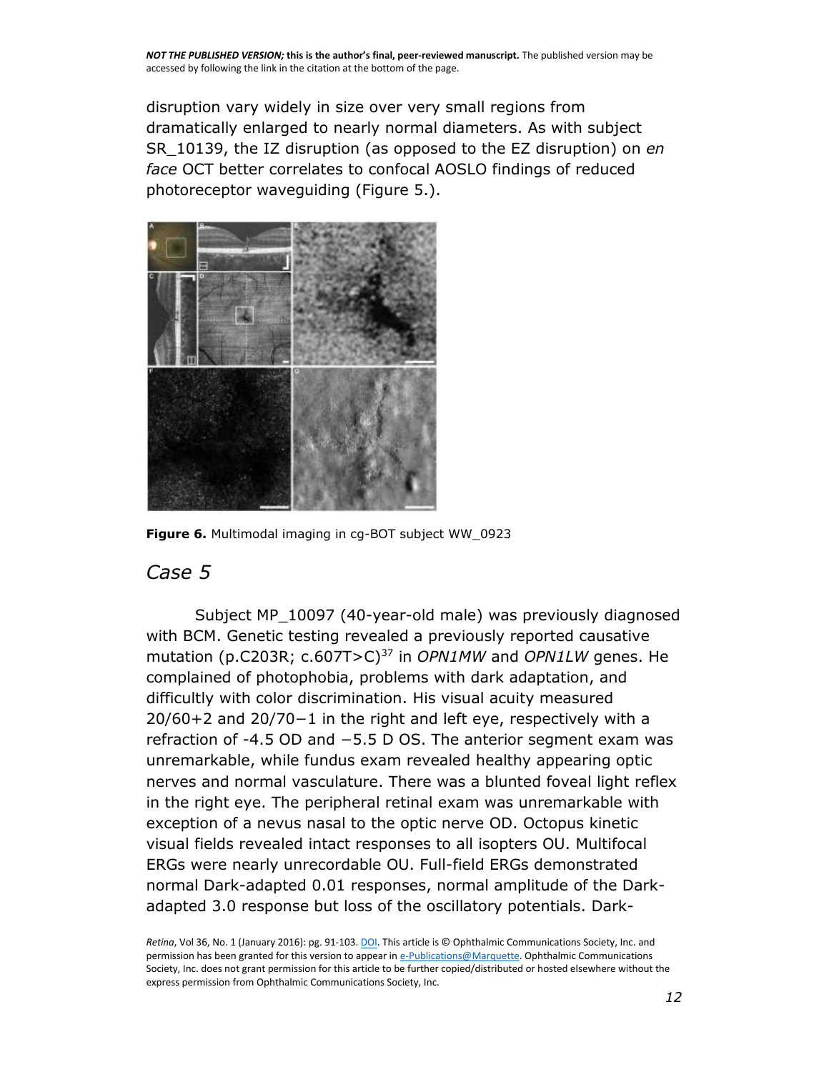disruption vary widely in size over very small regions from dramatically enlarged to nearly normal diameters. As with subject SR_10139, the IZ disruption (as opposed to the EZ disruption) on *en face* OCT better correlates to confocal AOSLO findings of reduced photoreceptor waveguiding (Figure 5.).

**Figure 6.** Multimodal imaging in cg-BOT subject WW_0923

## *Case 5*

Subject MP_10097 (40-year-old male) was previously diagnosed with BCM. Genetic testing revealed a previously reported causative mutation (p.C203R; c.607T>C)[37] in *OPN1MW* and *OPN1LW* genes. He complained of photophobia, problems with dark adaptation, and difficultly with color discrimination. His visual acuity measured 20/60+2 and 20/70−1 in the right and left eye, respectively with a refraction of -4.5 OD and −5.5 D OS. The anterior segment exam was unremarkable, while fundus exam revealed healthy appearing optic nerves and normal vasculature. There was a blunted foveal light reflex in the right eye. The peripheral retinal exam was unremarkable with exception of a nevus nasal to the optic nerve OD. Octopus kinetic visual fields revealed intact responses to all isopters OU. Multifocal ERGs were nearly unrecordable OU. Full-field ERGs demonstrated normal Dark-adapted 0.01 responses, normal amplitude of the Dark-adapted 3.0 response but loss of the oscillatory potentials. Dark-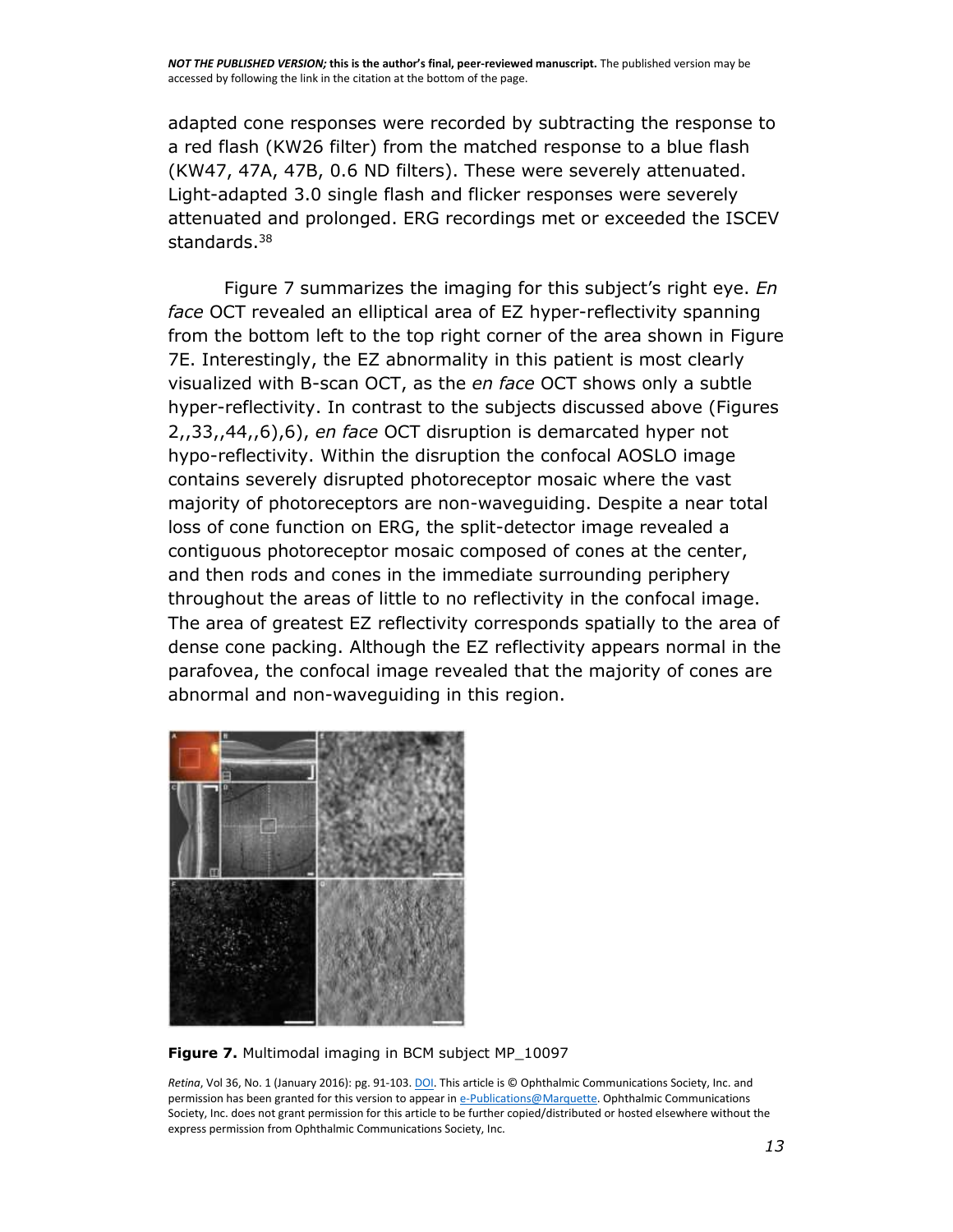adapted cone responses were recorded by subtracting the response to a red flash (KW26 filter) from the matched response to a blue flash (KW47, 47A, 47B, 0.6 ND filters). These were severely attenuated. Light-adapted 3.0 single flash and flicker responses were severely attenuated and prolonged. ERG recordings met or exceeded the ISCEV standards.[38]

Figure 7 summarizes the imaging for this subject's right eye. *En face* OCT revealed an elliptical area of EZ hyper-reflectivity spanning from the bottom left to the top right corner of the area shown in Figure 7E. Interestingly, the EZ abnormality in this patient is most clearly visualized with B-scan OCT, as the *en face* OCT shows only a subtle hyper-reflectivity. In contrast to the subjects discussed above (Figures 2,,33,,44,,6),6), *en face* OCT disruption is demarcated hyper not hypo-reflectivity. Within the disruption the confocal AOSLO image contains severely disrupted photoreceptor mosaic where the vast majority of photoreceptors are non-waveguiding. Despite a near total loss of cone function on ERG, the split-detector image revealed a contiguous photoreceptor mosaic composed of cones at the center, and then rods and cones in the immediate surrounding periphery throughout the areas of little to no reflectivity in the confocal image. The area of greatest EZ reflectivity corresponds spatially to the area of dense cone packing. Although the EZ reflectivity appears normal in the parafovea, the confocal image revealed that the majority of cones are abnormal and non-waveguiding in this region.

**Figure 7.** Multimodal imaging in BCM subject MP_10097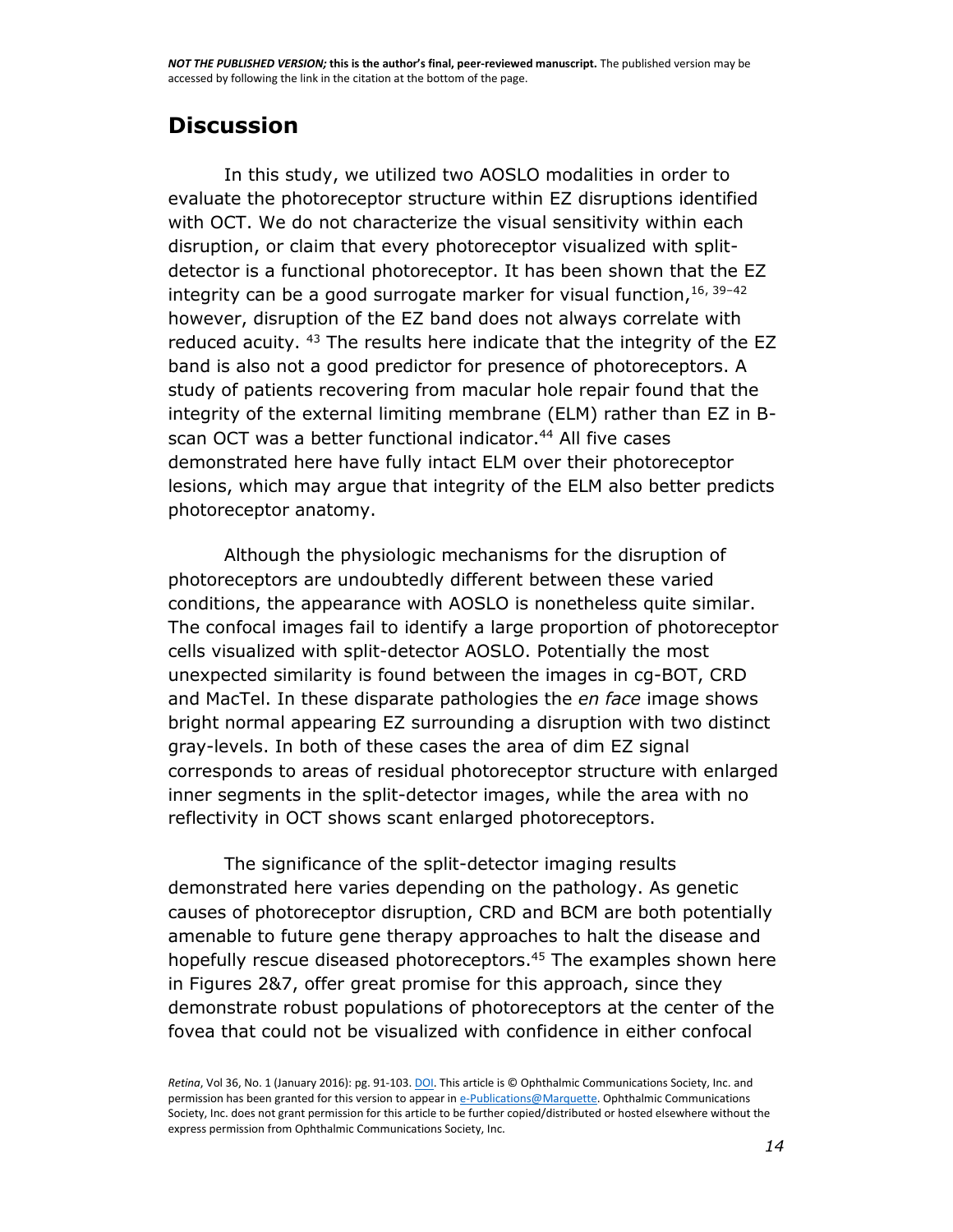## Discussion

In this study, we utilized two AOSLO modalities in order to evaluate the photoreceptor structure within EZ disruptions identified with OCT. We do not characterize the visual sensitivity within each disruption, or claim that every photoreceptor visualized with split-detector is a functional photoreceptor. It has been shown that the EZ integrity can be a good surrogate marker for visual function,[16, 39–42] however, disruption of the EZ band does not always correlate with reduced acuity. [43] The results here indicate that the integrity of the EZ band is also not a good predictor for presence of photoreceptors. A study of patients recovering from macular hole repair found that the integrity of the external limiting membrane (ELM) rather than EZ in B-scan OCT was a better functional indicator.[44] All five cases demonstrated here have fully intact ELM over their photoreceptor lesions, which may argue that integrity of the ELM also better predicts photoreceptor anatomy.

Although the physiologic mechanisms for the disruption of photoreceptors are undoubtedly different between these varied conditions, the appearance with AOSLO is nonetheless quite similar. The confocal images fail to identify a large proportion of photoreceptor cells visualized with split-detector AOSLO. Potentially the most unexpected similarity is found between the images in cg-BOT, CRD and MacTel. In these disparate pathologies the *en face* image shows bright normal appearing EZ surrounding a disruption with two distinct gray-levels. In both of these cases the area of dim EZ signal corresponds to areas of residual photoreceptor structure with enlarged inner segments in the split-detector images, while the area with no reflectivity in OCT shows scant enlarged photoreceptors.

The significance of the split-detector imaging results demonstrated here varies depending on the pathology. As genetic causes of photoreceptor disruption, CRD and BCM are both potentially amenable to future gene therapy approaches to halt the disease and hopefully rescue diseased photoreceptors.[45] The examples shown here in Figures 2&7, offer great promise for this approach, since they demonstrate robust populations of photoreceptors at the center of the fovea that could not be visualized with confidence in either confocal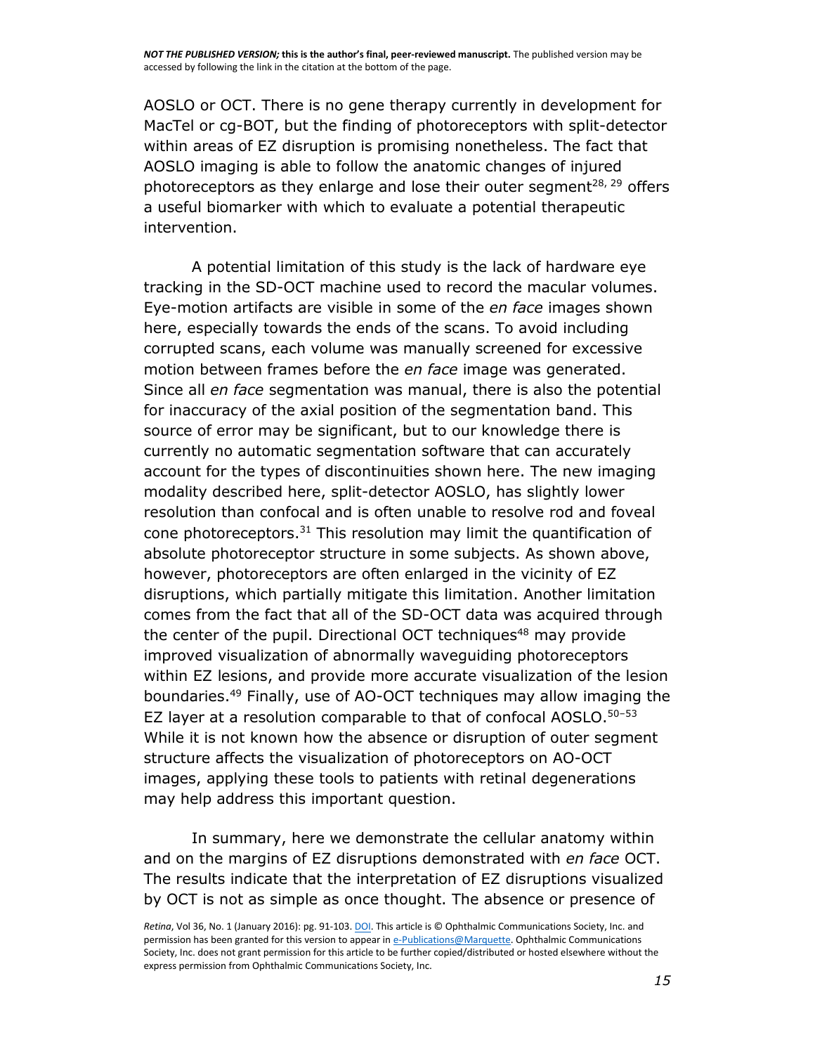AOSLO or OCT. There is no gene therapy currently in development for MacTel or cg-BOT, but the finding of photoreceptors with split-detector within areas of EZ disruption is promising nonetheless. The fact that AOSLO imaging is able to follow the anatomic changes of injured photoreceptors as they enlarge and lose their outer segment[28, 29] offers a useful biomarker with which to evaluate a potential therapeutic intervention.

A potential limitation of this study is the lack of hardware eye tracking in the SD-OCT machine used to record the macular volumes. Eye-motion artifacts are visible in some of the *en face* images shown here, especially towards the ends of the scans. To avoid including corrupted scans, each volume was manually screened for excessive motion between frames before the *en face* image was generated. Since all *en face* segmentation was manual, there is also the potential for inaccuracy of the axial position of the segmentation band. This source of error may be significant, but to our knowledge there is currently no automatic segmentation software that can accurately account for the types of discontinuities shown here. The new imaging modality described here, split-detector AOSLO, has slightly lower resolution than confocal and is often unable to resolve rod and foveal cone photoreceptors.[31] This resolution may limit the quantification of absolute photoreceptor structure in some subjects. As shown above, however, photoreceptors are often enlarged in the vicinity of EZ disruptions, which partially mitigate this limitation. Another limitation comes from the fact that all of the SD-OCT data was acquired through the center of the pupil. Directional OCT techniques[48] may provide improved visualization of abnormally waveguiding photoreceptors within EZ lesions, and provide more accurate visualization of the lesion boundaries.[49] Finally, use of AO-OCT techniques may allow imaging the EZ layer at a resolution comparable to that of confocal AOSLO.[50–53] While it is not known how the absence or disruption of outer segment structure affects the visualization of photoreceptors on AO-OCT images, applying these tools to patients with retinal degenerations may help address this important question.

In summary, here we demonstrate the cellular anatomy within and on the margins of EZ disruptions demonstrated with *en face* OCT. The results indicate that the interpretation of EZ disruptions visualized by OCT is not as simple as once thought. The absence or presence of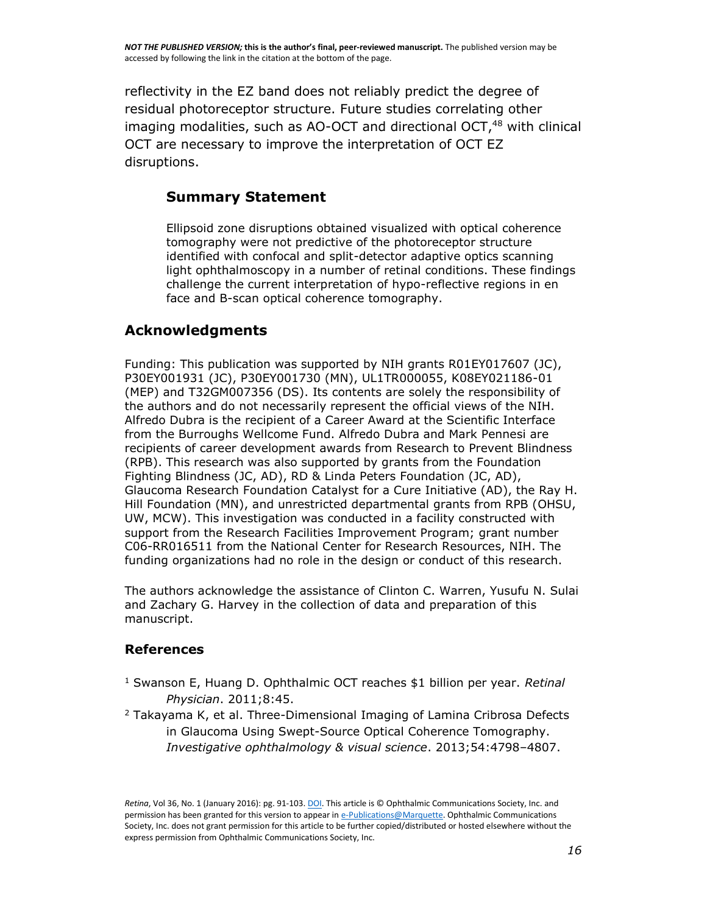reflectivity in the EZ band does not reliably predict the degree of residual photoreceptor structure. Future studies correlating other imaging modalities, such as AO-OCT and directional OCT,[48] with clinical OCT are necessary to improve the interpretation of OCT EZ disruptions.

### Summary Statement

Ellipsoid zone disruptions obtained visualized with optical coherence tomography were not predictive of the photoreceptor structure identified with confocal and split-detector adaptive optics scanning light ophthalmoscopy in a number of retinal conditions. These findings challenge the current interpretation of hypo-reflective regions in en face and B-scan optical coherence tomography.

## Acknowledgments

Funding: This publication was supported by NIH grants R01EY017607 (JC), P30EY001931 (JC), P30EY001730 (MN), UL1TR000055, K08EY021186-01 (MEP) and T32GM007356 (DS). Its contents are solely the responsibility of the authors and do not necessarily represent the official views of the NIH. Alfredo Dubra is the recipient of a Career Award at the Scientific Interface from the Burroughs Wellcome Fund. Alfredo Dubra and Mark Pennesi are recipients of career development awards from Research to Prevent Blindness (RPB). This research was also supported by grants from the Foundation Fighting Blindness (JC, AD), RD & Linda Peters Foundation (JC, AD), Glaucoma Research Foundation Catalyst for a Cure Initiative (AD), the Ray H. Hill Foundation (MN), and unrestricted departmental grants from RPB (OHSU, UW, MCW). This investigation was conducted in a facility constructed with support from the Research Facilities Improvement Program; grant number C06-RR016511 from the National Center for Research Resources, NIH. The funding organizations had no role in the design or conduct of this research.

The authors acknowledge the assistance of Clinton C. Warren, Yusufu N. Sulai and Zachary G. Harvey in the collection of data and preparation of this manuscript.

## References

[1] Swanson E, Huang D. Ophthalmic OCT reaches $1 billion per year. *Retinal Physician*. 2011;8:45.

[2] Takayama K, et al. Three-Dimensional Imaging of Lamina Cribrosa Defects in Glaucoma Using Swept-Source Optical Coherence Tomography. *Investigative ophthalmology & visual science*. 2013;54:4798–4807.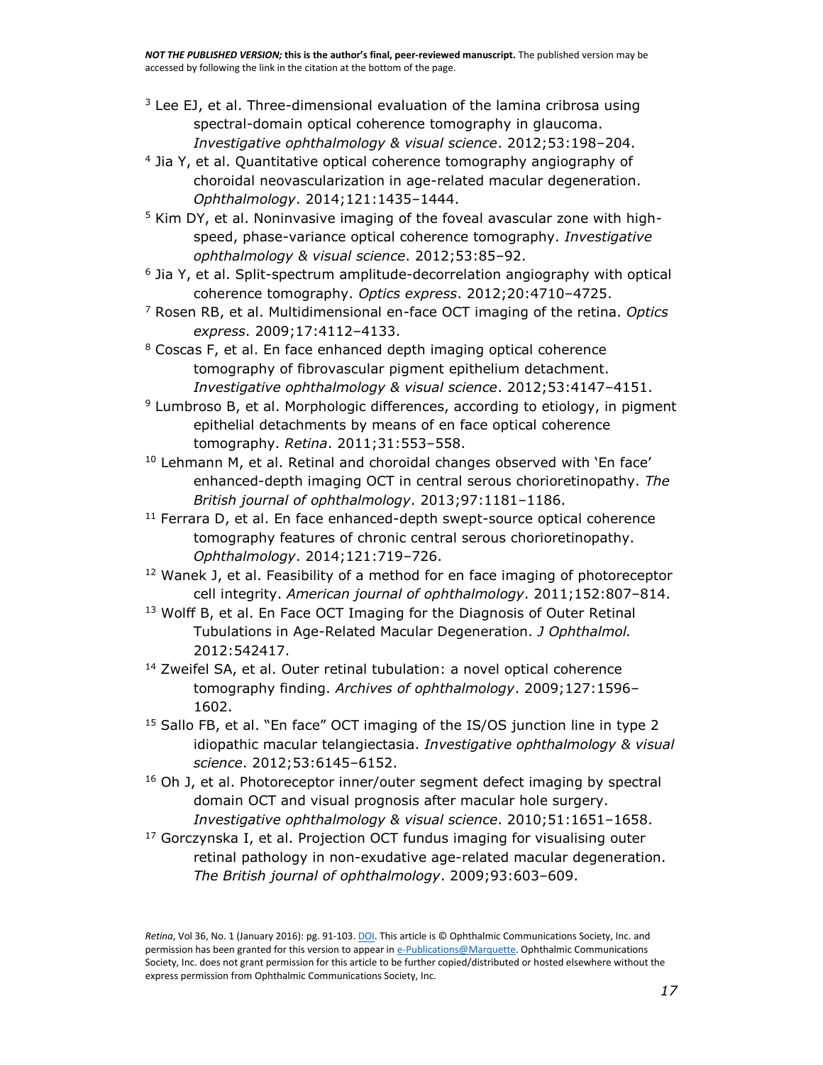[3] Lee EJ, et al. Three-dimensional evaluation of the lamina cribrosa using spectral-domain optical coherence tomography in glaucoma. *Investigative ophthalmology & visual science*. 2012;53:198–204.

[4] Jia Y, et al. Quantitative optical coherence tomography angiography of choroidal neovascularization in age-related macular degeneration. *Ophthalmology*. 2014;121:1435–1444.

[5] Kim DY, et al. Noninvasive imaging of the foveal avascular zone with high-speed, phase-variance optical coherence tomography. *Investigative ophthalmology & visual science*. 2012;53:85–92.

[6] Jia Y, et al. Split-spectrum amplitude-decorrelation angiography with optical coherence tomography. *Optics express*. 2012;20:4710–4725.

[7] Rosen RB, et al. Multidimensional en-face OCT imaging of the retina. *Optics express*. 2009;17:4112–4133.

[8] Coscas F, et al. En face enhanced depth imaging optical coherence tomography of fibrovascular pigment epithelium detachment. *Investigative ophthalmology & visual science*. 2012;53:4147–4151.

[9] Lumbroso B, et al. Morphologic differences, according to etiology, in pigment epithelial detachments by means of en face optical coherence tomography. *Retina*. 2011;31:553–558.

[10] Lehmann M, et al. Retinal and choroidal changes observed with 'En face' enhanced-depth imaging OCT in central serous chorioretinopathy. *The British journal of ophthalmology*. 2013;97:1181–1186.

[11] Ferrara D, et al. En face enhanced-depth swept-source optical coherence tomography features of chronic central serous chorioretinopathy. *Ophthalmology*. 2014;121:719–726.

[12] Wanek J, et al. Feasibility of a method for en face imaging of photoreceptor cell integrity. *American journal of ophthalmology*. 2011;152:807–814.

[13] Wolff B, et al. En Face OCT Imaging for the Diagnosis of Outer Retinal Tubulations in Age-Related Macular Degeneration. *J Ophthalmol.* 2012:542417.

[14] Zweifel SA, et al. Outer retinal tubulation: a novel optical coherence tomography finding. *Archives of ophthalmology*. 2009;127:1596–1602.

[15] Sallo FB, et al. "En face" OCT imaging of the IS/OS junction line in type 2 idiopathic macular telangiectasia. *Investigative ophthalmology & visual science*. 2012;53:6145–6152.

[16] Oh J, et al. Photoreceptor inner/outer segment defect imaging by spectral domain OCT and visual prognosis after macular hole surgery. *Investigative ophthalmology & visual science*. 2010;51:1651–1658.

[17] Gorczynska I, et al. Projection OCT fundus imaging for visualising outer retinal pathology in non-exudative age-related macular degeneration. *The British journal of ophthalmology*. 2009;93:603–609.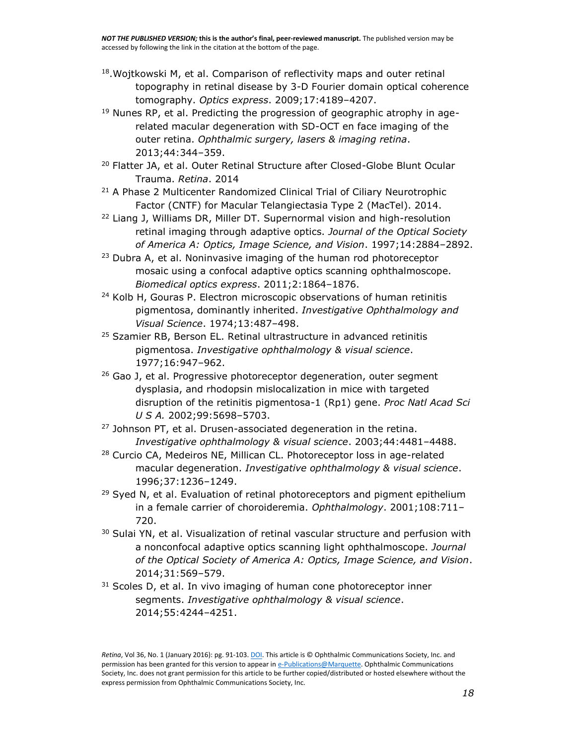[18]. Wojtkowski M, et al. Comparison of reflectivity maps and outer retinal topography in retinal disease by 3-D Fourier domain optical coherence tomography. *Optics express*. 2009;17:4189–4207.

[19] Nunes RP, et al. Predicting the progression of geographic atrophy in age-related macular degeneration with SD-OCT en face imaging of the outer retina. *Ophthalmic surgery, lasers & imaging retina*. 2013;44:344–359.

[20] Flatter JA, et al. Outer Retinal Structure after Closed-Globe Blunt Ocular Trauma. *Retina*. 2014

[21] A Phase 2 Multicenter Randomized Clinical Trial of Ciliary Neurotrophic Factor (CNTF) for Macular Telangiectasia Type 2 (MacTel). 2014.

[22] Liang J, Williams DR, Miller DT. Supernormal vision and high-resolution retinal imaging through adaptive optics. *Journal of the Optical Society of America A: Optics, Image Science, and Vision*. 1997;14:2884–2892.

[23] Dubra A, et al. Noninvasive imaging of the human rod photoreceptor mosaic using a confocal adaptive optics scanning ophthalmoscope. *Biomedical optics express*. 2011;2:1864–1876.

[24] Kolb H, Gouras P. Electron microscopic observations of human retinitis pigmentosa, dominantly inherited. *Investigative Ophthalmology and Visual Science*. 1974;13:487–498.

[25] Szamier RB, Berson EL. Retinal ultrastructure in advanced retinitis pigmentosa. *Investigative ophthalmology & visual science*. 1977;16:947–962.

[26] Gao J, et al. Progressive photoreceptor degeneration, outer segment dysplasia, and rhodopsin mislocalization in mice with targeted disruption of the retinitis pigmentosa-1 (Rp1) gene. *Proc Natl Acad Sci U S A.* 2002;99:5698–5703.

[27] Johnson PT, et al. Drusen-associated degeneration in the retina. *Investigative ophthalmology & visual science*. 2003;44:4481–4488.

[28] Curcio CA, Medeiros NE, Millican CL. Photoreceptor loss in age-related macular degeneration. *Investigative ophthalmology & visual science*. 1996;37:1236–1249.

[29] Syed N, et al. Evaluation of retinal photoreceptors and pigment epithelium in a female carrier of choroideremia. *Ophthalmology*. 2001;108:711–720.

[30] Sulai YN, et al. Visualization of retinal vascular structure and perfusion with a nonconfocal adaptive optics scanning light ophthalmoscope. *Journal of the Optical Society of America A: Optics, Image Science, and Vision*. 2014;31:569–579.

[31] Scoles D, et al. In vivo imaging of human cone photoreceptor inner segments. *Investigative ophthalmology & visual science*. 2014;55:4244–4251.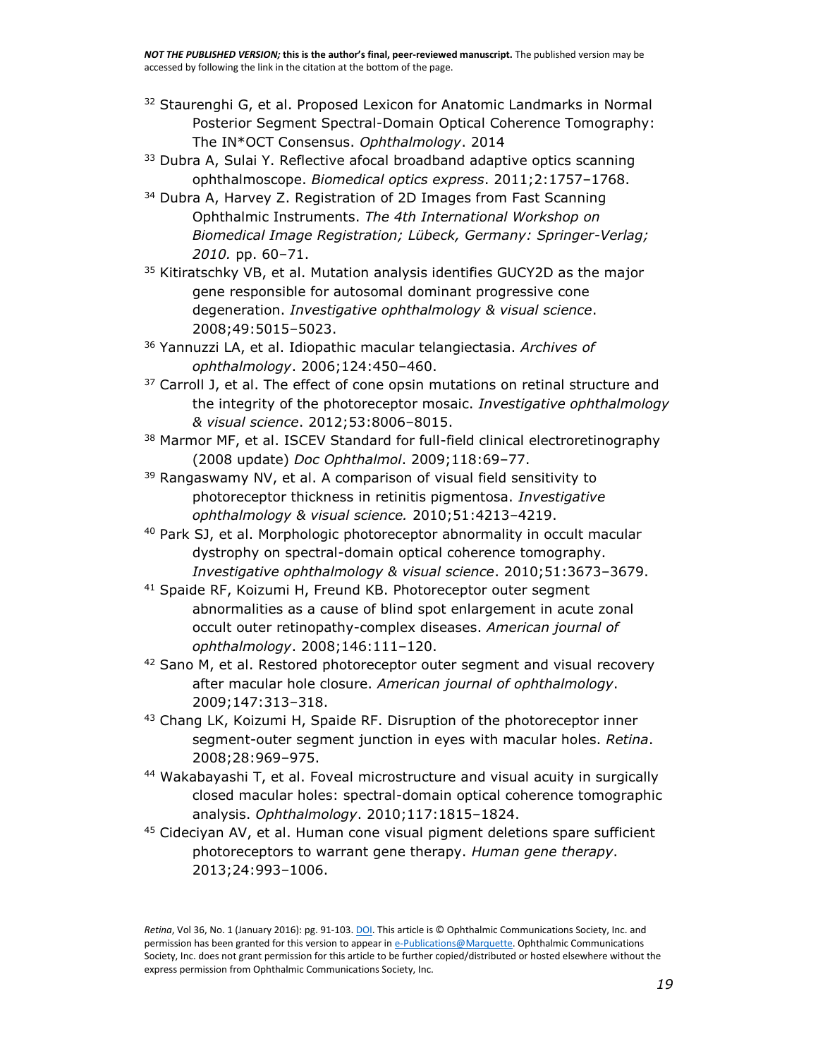[32] Staurenghi G, et al. Proposed Lexicon for Anatomic Landmarks in Normal Posterior Segment Spectral-Domain Optical Coherence Tomography: The IN*OCT Consensus. *Ophthalmology*. 2014

[33] Dubra A, Sulai Y. Reflective afocal broadband adaptive optics scanning ophthalmoscope. *Biomedical optics express*. 2011;2:1757–1768.

[34] Dubra A, Harvey Z. Registration of 2D Images from Fast Scanning Ophthalmic Instruments. *The 4th International Workshop on Biomedical Image Registration; Lübeck, Germany: Springer-Verlag; 2010.* pp. 60–71.

[35] Kitiratschky VB, et al. Mutation analysis identifies GUCY2D as the major gene responsible for autosomal dominant progressive cone degeneration. *Investigative ophthalmology & visual science*. 2008;49:5015–5023.

[36] Yannuzzi LA, et al. Idiopathic macular telangiectasia. *Archives of ophthalmology*. 2006;124:450–460.

[37] Carroll J, et al. The effect of cone opsin mutations on retinal structure and the integrity of the photoreceptor mosaic. *Investigative ophthalmology & visual science*. 2012;53:8006–8015.

[38] Marmor MF, et al. ISCEV Standard for full-field clinical electroretinography (2008 update) *Doc Ophthalmol*. 2009;118:69–77.

[39] Rangaswamy NV, et al. A comparison of visual field sensitivity to photoreceptor thickness in retinitis pigmentosa. *Investigative ophthalmology & visual science.* 2010;51:4213–4219.

[40] Park SJ, et al. Morphologic photoreceptor abnormality in occult macular dystrophy on spectral-domain optical coherence tomography. *Investigative ophthalmology & visual science*. 2010;51:3673–3679.

[41] Spaide RF, Koizumi H, Freund KB. Photoreceptor outer segment abnormalities as a cause of blind spot enlargement in acute zonal occult outer retinopathy-complex diseases. *American journal of ophthalmology*. 2008;146:111–120.

[42] Sano M, et al. Restored photoreceptor outer segment and visual recovery after macular hole closure. *American journal of ophthalmology*. 2009;147:313–318.

[43] Chang LK, Koizumi H, Spaide RF. Disruption of the photoreceptor inner segment-outer segment junction in eyes with macular holes. *Retina*. 2008;28:969–975.

[44] Wakabayashi T, et al. Foveal microstructure and visual acuity in surgically closed macular holes: spectral-domain optical coherence tomographic analysis. *Ophthalmology*. 2010;117:1815–1824.

[45] Cideciyan AV, et al. Human cone visual pigment deletions spare sufficient photoreceptors to warrant gene therapy. *Human gene therapy*. 2013;24:993–1006.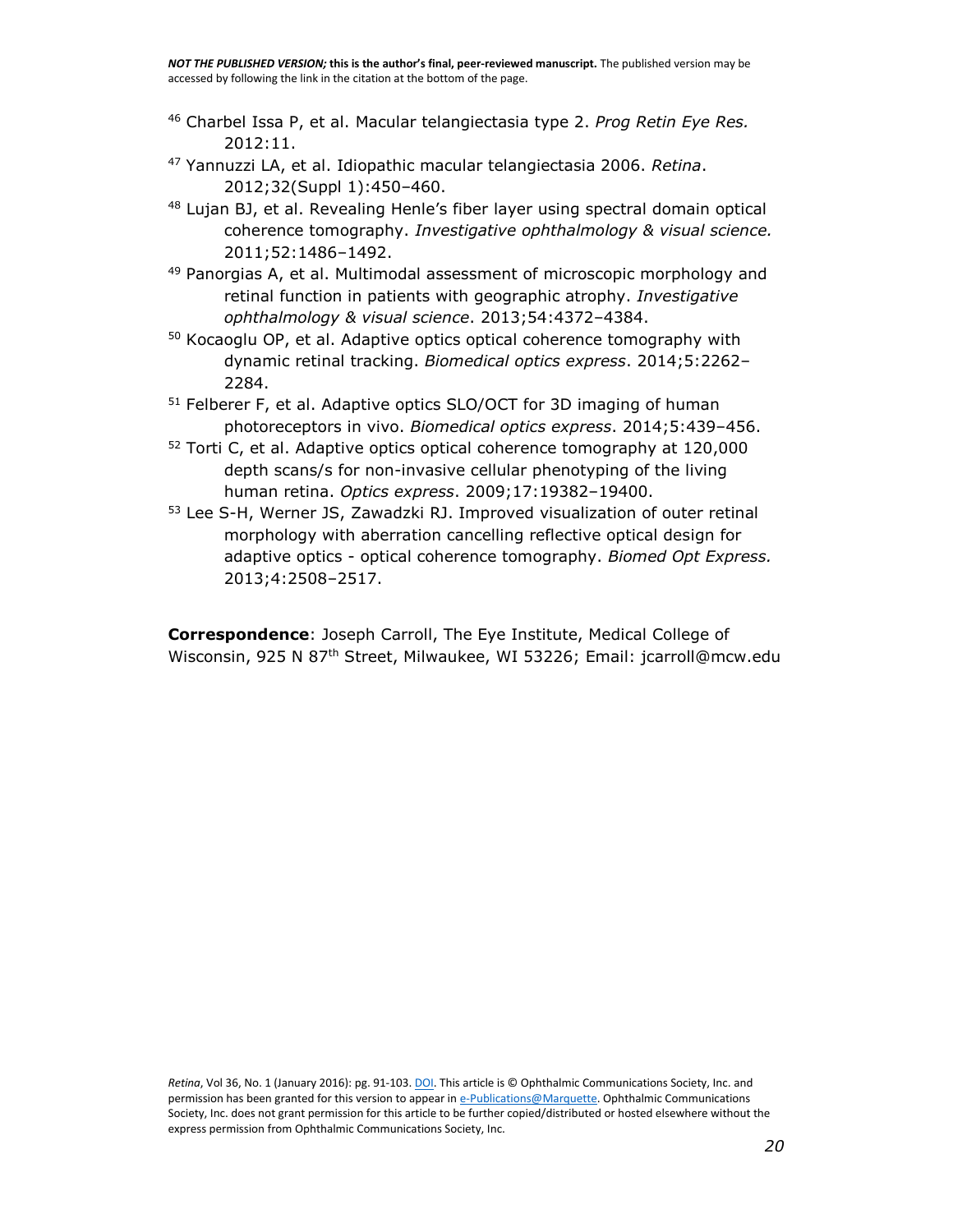[46] Charbel Issa P, et al. Macular telangiectasia type 2. *Prog Retin Eye Res.* 2012:11.

[47] Yannuzzi LA, et al. Idiopathic macular telangiectasia 2006. *Retina*. 2012;32(Suppl 1):450–460.

[48] Lujan BJ, et al. Revealing Henle's fiber layer using spectral domain optical coherence tomography. *Investigative ophthalmology & visual science.* 2011;52:1486–1492.

[49] Panorgias A, et al. Multimodal assessment of microscopic morphology and retinal function in patients with geographic atrophy. *Investigative ophthalmology & visual science*. 2013;54:4372–4384.

[50] Kocaoglu OP, et al. Adaptive optics optical coherence tomography with dynamic retinal tracking. *Biomedical optics express*. 2014;5:2262–2284.

[51] Felberer F, et al. Adaptive optics SLO/OCT for 3D imaging of human photoreceptors in vivo. *Biomedical optics express*. 2014;5:439–456.

[52] Torti C, et al. Adaptive optics optical coherence tomography at 120,000 depth scans/s for non-invasive cellular phenotyping of the living human retina. *Optics express*. 2009;17:19382–19400.

[53] Lee S-H, Werner JS, Zawadzki RJ. Improved visualization of outer retinal morphology with aberration cancelling reflective optical design for adaptive optics - optical coherence tomography. *Biomed Opt Express.* 2013;4:2508–2517.

**Correspondence**: Joseph Carroll, The Eye Institute, Medical College of Wisconsin, 925 N 87th Street, Milwaukee, WI 53226; Email: jcarroll@mcw.edu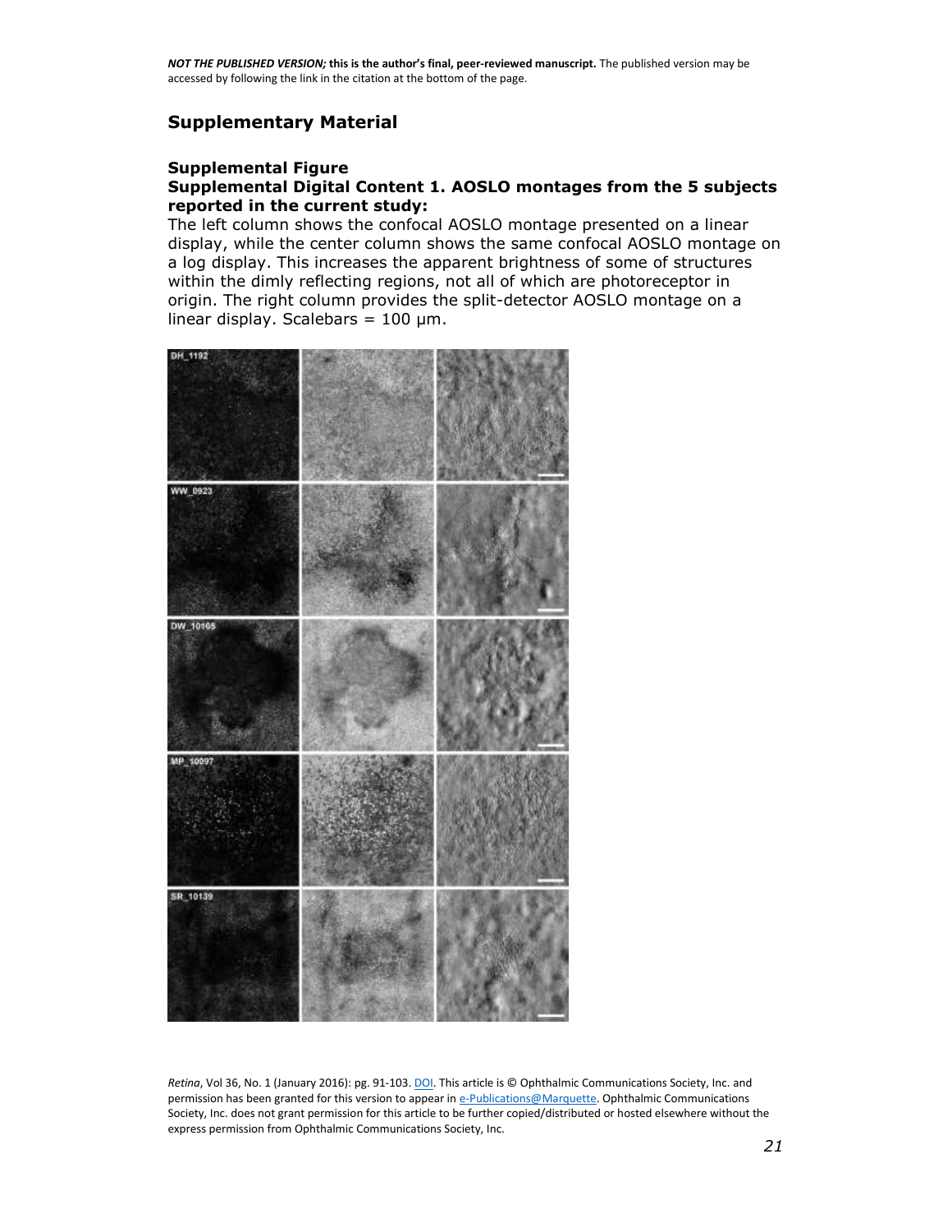## Supplementary Material

### Supplemental Figure

### Supplemental Digital Content 1. AOSLO montages from the 5 subjects reported in the current study:

The left column shows the confocal AOSLO montage presented on a linear display, while the center column shows the same confocal AOSLO montage on a log display. This increases the apparent brightness of some of structures within the dimly reflecting regions, not all of which are photoreceptor in origin. The right column provides the split-detector AOSLO montage on a linear display. Scalebars = 100 μm.

DH_1192

WW_0923

DW_10165

MP_10097

SR_10139